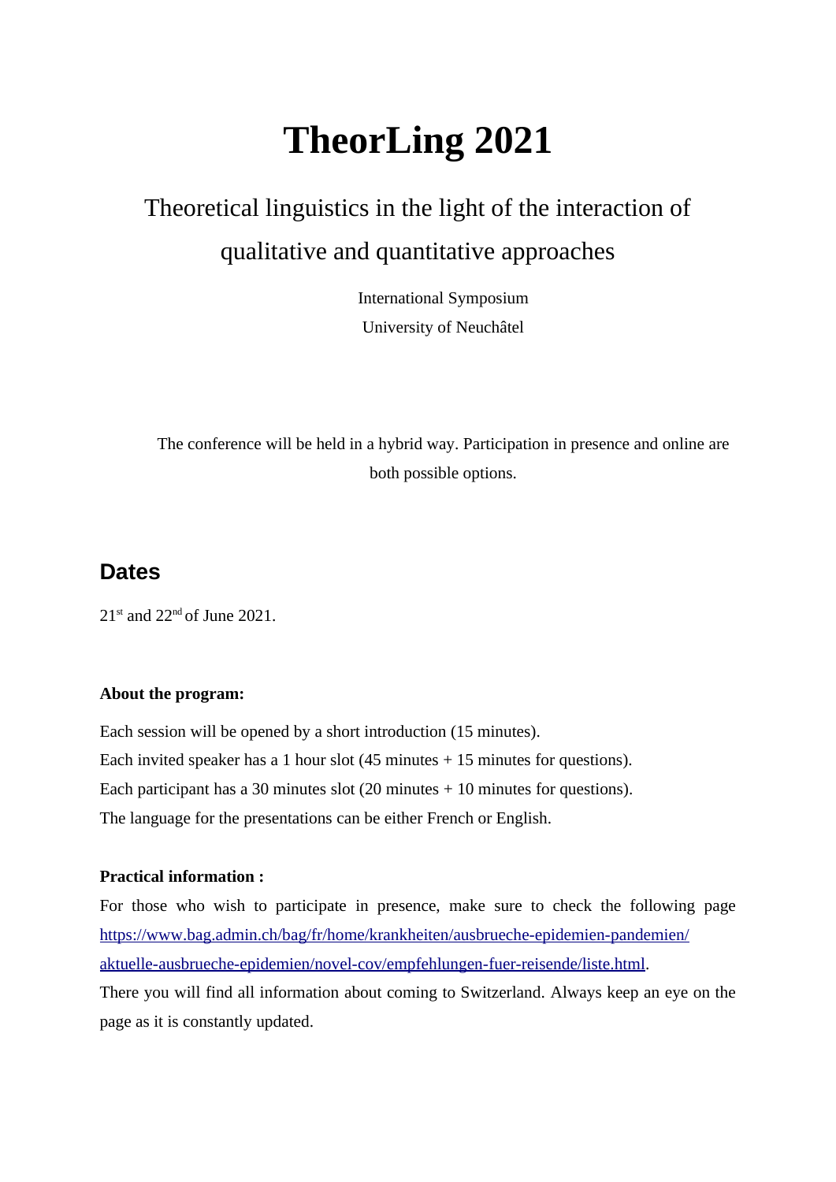# TheorLing 2021

## Theoretical linguistics in the light of the interaction of qualitative and quantitative approaches

International Symposium

University of Neuchâtel

The conference will be held in a hybrid way. Participation in presence and online are both possible options.

## Dates

21st and 22nd of June 2021.

**About the program:**

Each session will be opened by a short introduction (15 minutes).
Each invited speaker has a 1 hour slot (45 minutes + 15 minutes for questions).
Each participant has a 30 minutes slot (20 minutes + 10 minutes for questions).
The language for the presentations can be either French or English.

**Practical information :**

For those who wish to participate in presence, make sure to check the following page https://www.bag.admin.ch/bag/fr/home/krankheiten/ausbrueche-epidemien-pandemien/aktuelle-ausbrueche-epidemien/novel-cov/empfehlungen-fuer-reisende/liste.html.

There you will find all information about coming to Switzerland. Always keep an eye on the page as it is constantly updated.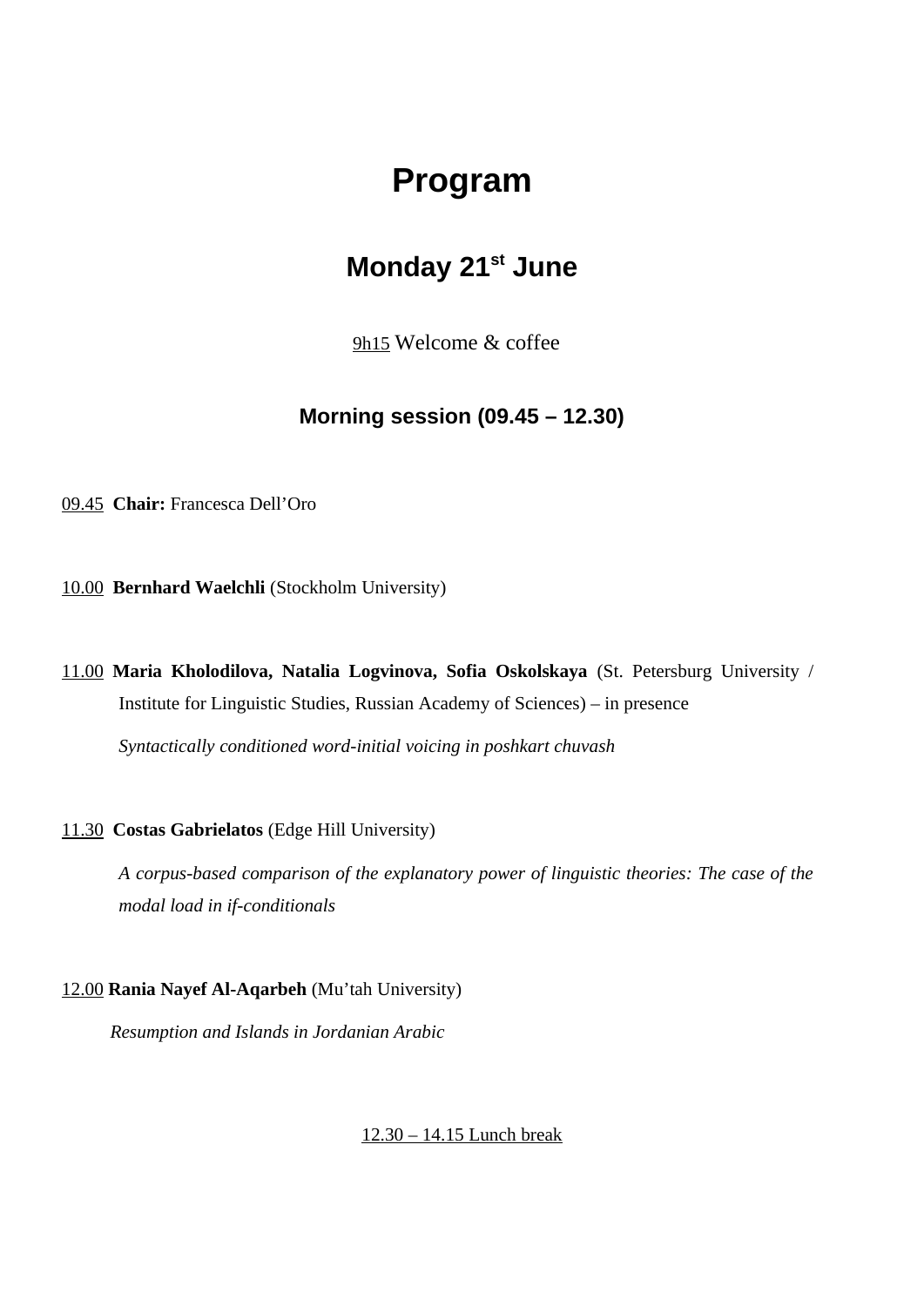# Program

## Monday 21st June

9h15 Welcome & coffee

### Morning session (09.45 – 12.30)

09.45 **Chair:** Francesca Dell'Oro

10.00 **Bernhard Waelchli** (Stockholm University)

11.00 **Maria Kholodilova, Natalia Logvinova, Sofia Oskolskaya** (St. Petersburg University / Institute for Linguistic Studies, Russian Academy of Sciences) – in presence

*Syntactically conditioned word-initial voicing in poshkart chuvash*

11.30 **Costas Gabrielatos** (Edge Hill University)

*A corpus-based comparison of the explanatory power of linguistic theories: The case of the modal load in if-conditionals*

12.00 **Rania Nayef Al-Aqarbeh** (Mu'tah University)

*Resumption and Islands in Jordanian Arabic*

12.30 – 14.15 Lunch break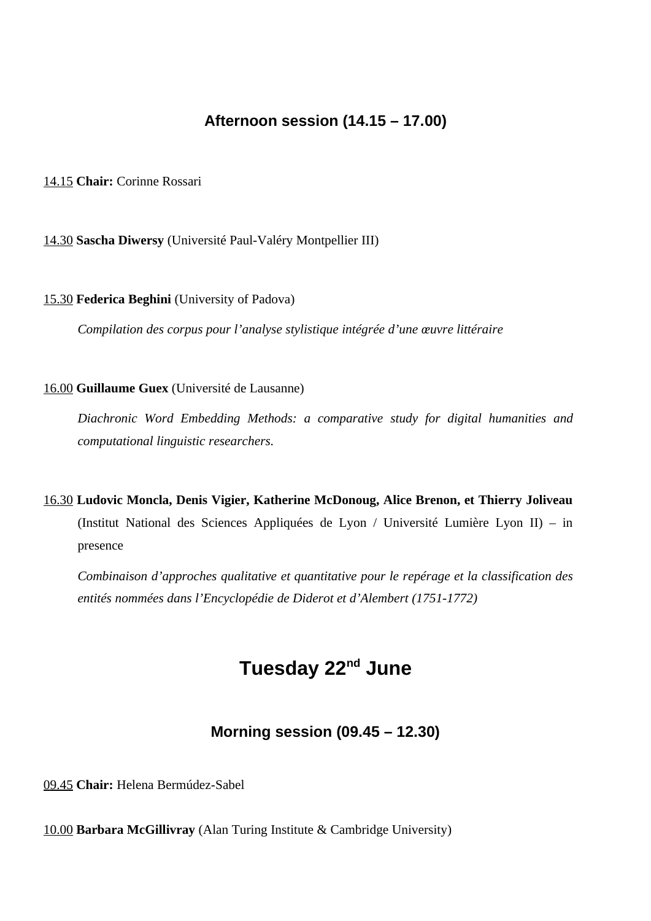### Afternoon session (14.15 – 17.00)

14.15 **Chair:** Corinne Rossari

14.30 **Sascha Diwersy** (Université Paul-Valéry Montpellier III)

15.30 **Federica Beghini** (University of Padova)

*Compilation des corpus pour l'analyse stylistique intégrée d'une œuvre littéraire*

16.00 **Guillaume Guex** (Université de Lausanne)

*Diachronic Word Embedding Methods: a comparative study for digital humanities and computational linguistic researchers.*

16.30 **Ludovic Moncla, Denis Vigier, Katherine McDonoug, Alice Brenon, et Thierry Joliveau** (Institut National des Sciences Appliquées de Lyon / Université Lumière Lyon II) – in presence

*Combinaison d'approches qualitative et quantitative pour le repérage et la classification des entités nommées dans l'Encyclopédie de Diderot et d'Alembert (1751-1772)*

## Tuesday 22nd June

### Morning session (09.45 – 12.30)

09.45 **Chair:** Helena Bermúdez-Sabel

10.00 **Barbara McGillivray** (Alan Turing Institute & Cambridge University)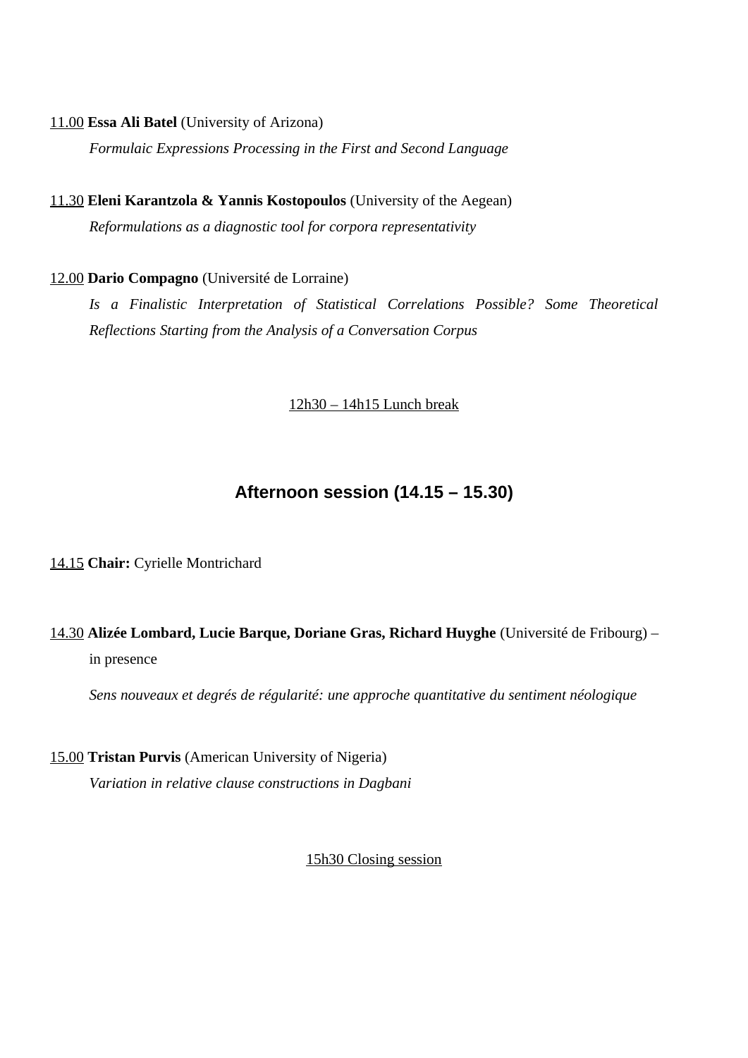11.00 **Essa Ali Batel** (University of Arizona)

*Formulaic Expressions Processing in the First and Second Language*

11.30 **Eleni Karantzola & Yannis Kostopoulos** (University of the Aegean)

*Reformulations as a diagnostic tool for corpora representativity*

12.00 **Dario Compagno** (Université de Lorraine)

*Is a Finalistic Interpretation of Statistical Correlations Possible? Some Theoretical Reflections Starting from the Analysis of a Conversation Corpus*

12h30 – 14h15 Lunch break

## Afternoon session (14.15 – 15.30)

14.15 **Chair:** Cyrielle Montrichard

14.30 **Alizée Lombard, Lucie Barque, Doriane Gras, Richard Huyghe** (Université de Fribourg) – in presence

*Sens nouveaux et degrés de régularité: une approche quantitative du sentiment néologique*

15.00 **Tristan Purvis** (American University of Nigeria)

*Variation in relative clause constructions in Dagbani*

15h30 Closing session